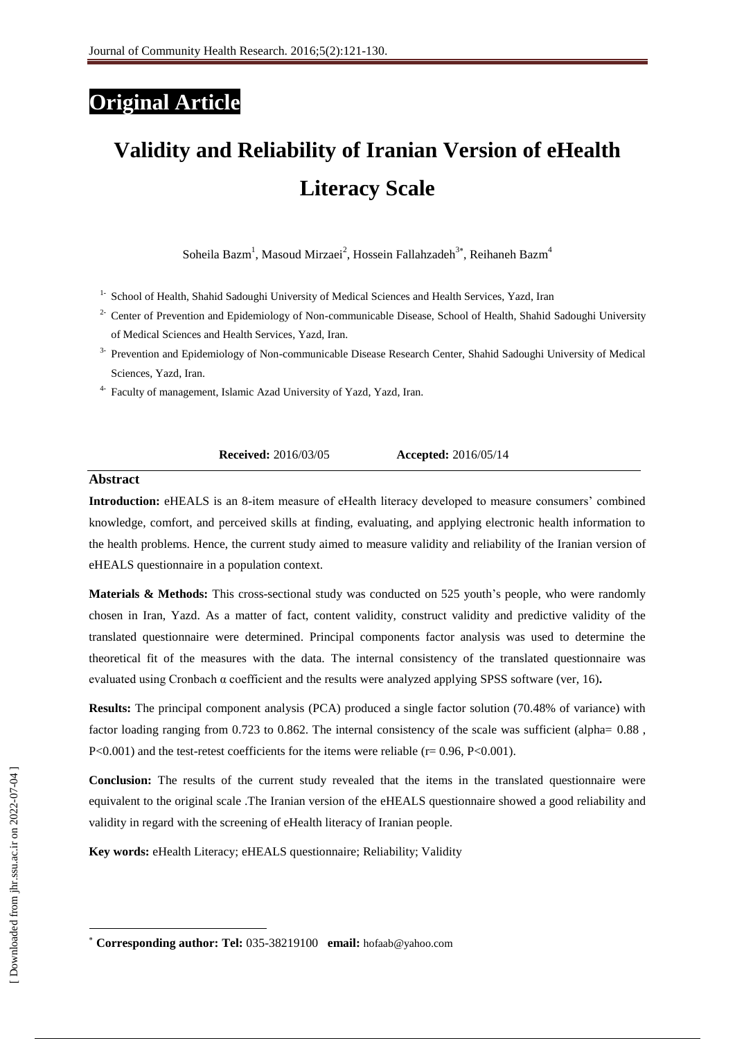**Original Article**

# Validity and Reliability of Iranian Version of eHealth Literacy Scale

Soheila Bazm[1], Masoud Mirzaei[2], Hossein Fallahzadeh[3*], Reihaneh Bazm[4]

1- School of Health, Shahid Sadoughi University of Medical Sciences and Health Services, Yazd, Iran

2- Center of Prevention and Epidemiology of Non-communicable Disease, School of Health, Shahid Sadoughi University of Medical Sciences and Health Services, Yazd, Iran.

3- Prevention and Epidemiology of Non-communicable Disease Research Center, Shahid Sadoughi University of Medical Sciences, Yazd, Iran.

4- Faculty of management, Islamic Azad University of Yazd, Yazd, Iran.

**Received:** 2016/03/05 **Accepted:** 2016/05/14

## Abstract

**Introduction:** eHEALS is an 8-item measure of eHealth literacy developed to measure consumers' combined knowledge, comfort, and perceived skills at finding, evaluating, and applying electronic health information to the health problems. Hence, the current study aimed to measure validity and reliability of the Iranian version of eHEALS questionnaire in a population context.

**Materials & Methods:** This cross-sectional study was conducted on 525 youth's people, who were randomly chosen in Iran, Yazd. As a matter of fact, content validity, construct validity and predictive validity of the translated questionnaire were determined. Principal components factor analysis was used to determine the theoretical fit of the measures with the data. The internal consistency of the translated questionnaire was evaluated using Cronbach α coefficient and the results were analyzed applying SPSS software (ver, 16)**.**

**Results:** The principal component analysis (PCA) produced a single factor solution (70.48% of variance) with factor loading ranging from 0.723 to 0.862. The internal consistency of the scale was sufficient (alpha= 0.88 , P<0.001) and the test-retest coefficients for the items were reliable (r= 0.96, P<0.001).

**Conclusion:** The results of the current study revealed that the items in the translated questionnaire were equivalent to the original scale .The Iranian version of the eHEALS questionnaire showed a good reliability and validity in regard with the screening of eHealth literacy of Iranian people.

**Key words:** eHealth Literacy; eHEALS questionnaire; Reliability; Validity

---

\* **Corresponding author: Tel:** 035-38219100 **email:** hofaab@yahoo.com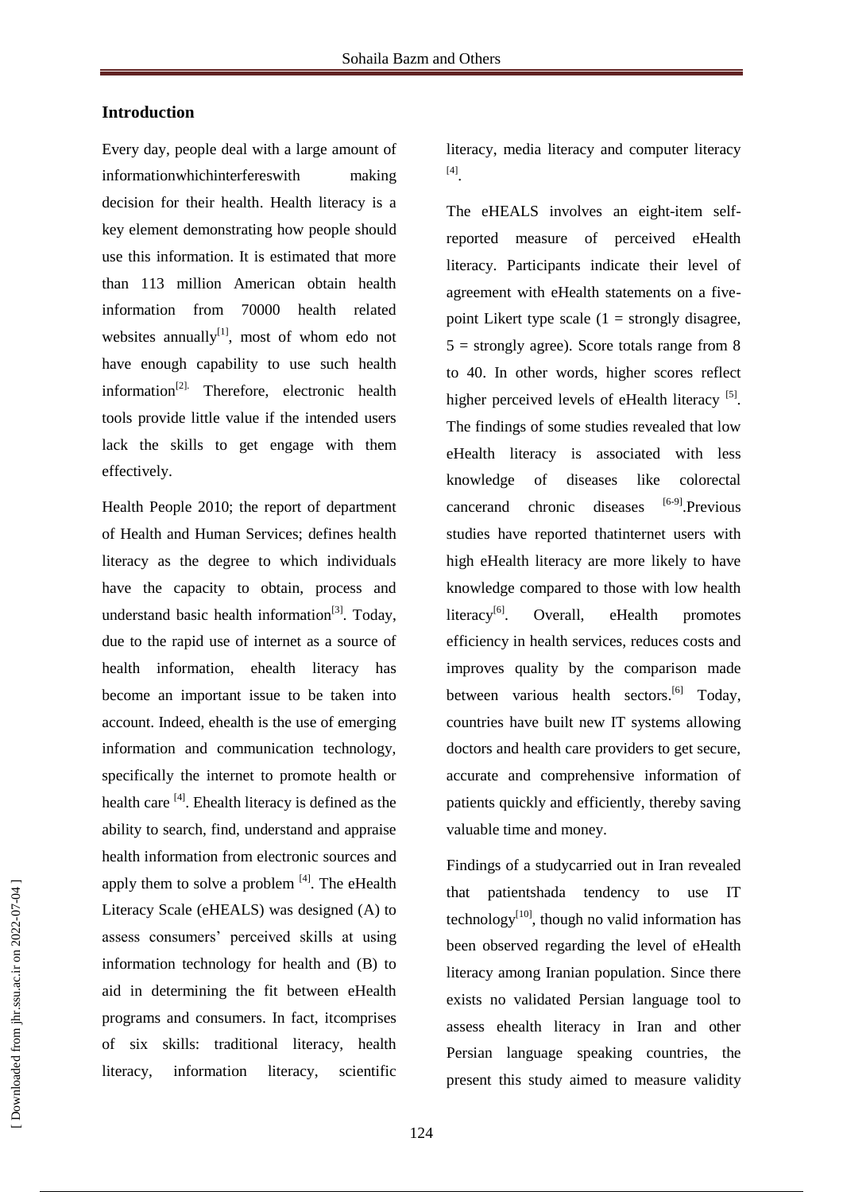## Introduction

Every day, people deal with a large amount of informationwhichinterfereswith making decision for their health. Health literacy is a key element demonstrating how people should use this information. It is estimated that more than 113 million American obtain health information from 70000 health related websites annually[1], most of whom edo not have enough capability to use such health information[2]. Therefore, electronic health tools provide little value if the intended users lack the skills to get engage with them effectively.

Health People 2010; the report of department of Health and Human Services; defines health literacy as the degree to which individuals have the capacity to obtain, process and understand basic health information[3]. Today, due to the rapid use of internet as a source of health information, ehealth literacy has become an important issue to be taken into account. Indeed, ehealth is the use of emerging information and communication technology, specifically the internet to promote health or health care [4]. Ehealth literacy is defined as the ability to search, find, understand and appraise health information from electronic sources and apply them to solve a problem [4]. The eHealth Literacy Scale (eHEALS) was designed (A) to assess consumers' perceived skills at using information technology for health and (B) to aid in determining the fit between eHealth programs and consumers. In fact, itcomprises of six skills: traditional literacy, health literacy, information literacy, scientific literacy, media literacy and computer literacy [4].

The eHEALS involves an eight-item self-reported measure of perceived eHealth literacy. Participants indicate their level of agreement with eHealth statements on a five-point Likert type scale (1 = strongly disagree, 5 = strongly agree). Score totals range from 8 to 40. In other words, higher scores reflect higher perceived levels of eHealth literacy [5]. The findings of some studies revealed that low eHealth literacy is associated with less knowledge of diseases like colorectal cancerand chronic diseases [6-9].Previous studies have reported thatinternet users with high eHealth literacy are more likely to have knowledge compared to those with low health literacy[6]. Overall, eHealth promotes efficiency in health services, reduces costs and improves quality by the comparison made between various health sectors.[6] Today, countries have built new IT systems allowing doctors and health care providers to get secure, accurate and comprehensive information of patients quickly and efficiently, thereby saving valuable time and money.

Findings of a studycarried out in Iran revealed that patientshada tendency to use IT technology[10], though no valid information has been observed regarding the level of eHealth literacy among Iranian population. Since there exists no validated Persian language tool to assess ehealth literacy in Iran and other Persian language speaking countries, the present this study aimed to measure validity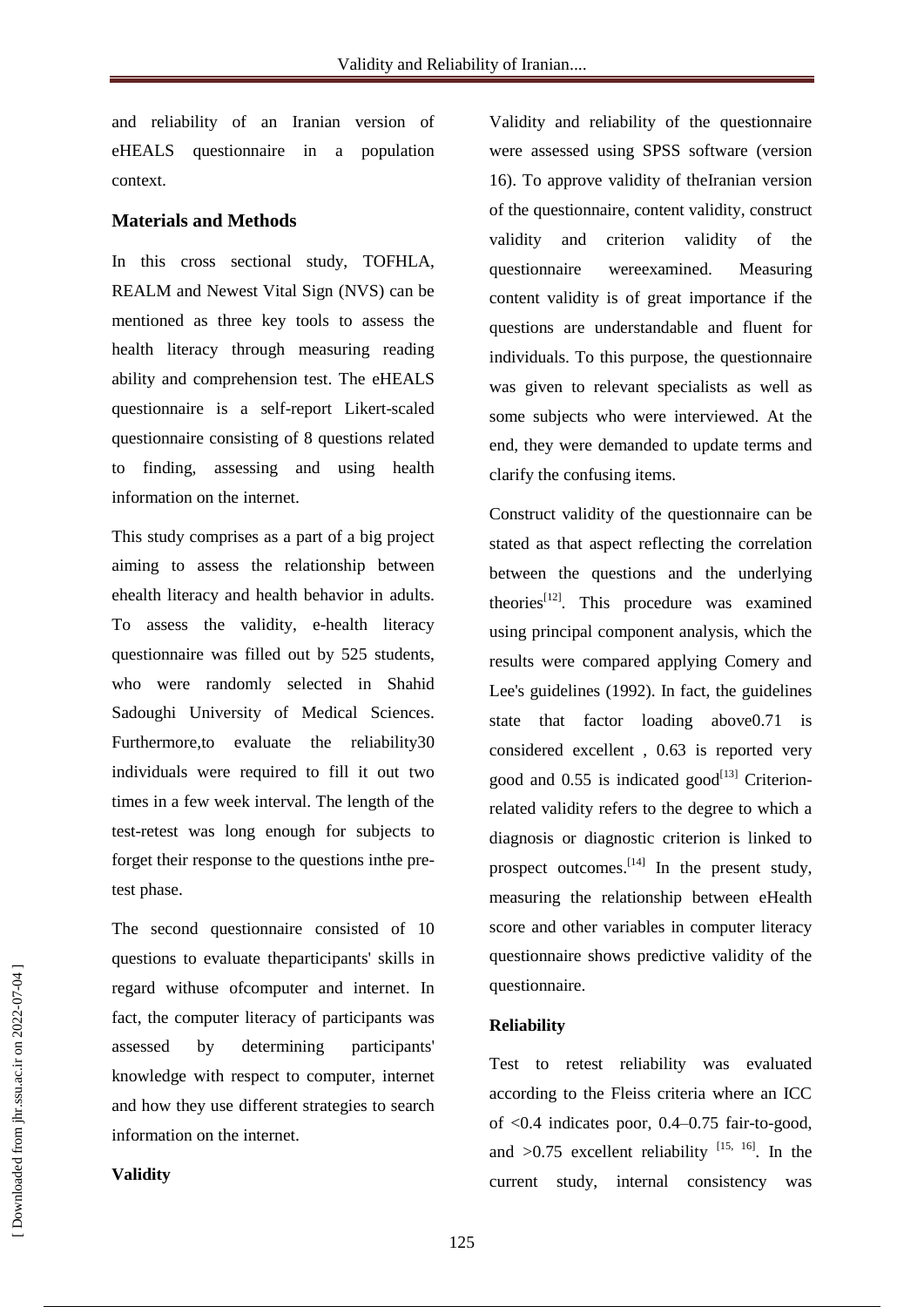and reliability of an Iranian version of eHEALS questionnaire in a population context.

## Materials and Methods

In this cross sectional study, TOFHLA, REALM and Newest Vital Sign (NVS) can be mentioned as three key tools to assess the health literacy through measuring reading ability and comprehension test. The eHEALS questionnaire is a self-report Likert-scaled questionnaire consisting of 8 questions related to finding, assessing and using health information on the internet.

This study comprises as a part of a big project aiming to assess the relationship between ehealth literacy and health behavior in adults. To assess the validity, e-health literacy questionnaire was filled out by 525 students, who were randomly selected in Shahid Sadoughi University of Medical Sciences. Furthermore,to evaluate the reliability30 individuals were required to fill it out two times in a few week interval. The length of the test-retest was long enough for subjects to forget their response to the questions inthe pre-test phase.

The second questionnaire consisted of 10 questions to evaluate theparticipants' skills in regard withuse ofcomputer and internet. In fact, the computer literacy of participants was assessed by determining participants' knowledge with respect to computer, internet and how they use different strategies to search information on the internet.

### Validity

Validity and reliability of the questionnaire were assessed using SPSS software (version 16). To approve validity of theIranian version of the questionnaire, content validity, construct validity and criterion validity of the questionnaire wereexamined. Measuring content validity is of great importance if the questions are understandable and fluent for individuals. To this purpose, the questionnaire was given to relevant specialists as well as some subjects who were interviewed. At the end, they were demanded to update terms and clarify the confusing items.

Construct validity of the questionnaire can be stated as that aspect reflecting the correlation between the questions and the underlying theories[12]. This procedure was examined using principal component analysis, which the results were compared applying Comery and Lee's guidelines (1992). In fact, the guidelines state that factor loading above0.71 is considered excellent , 0.63 is reported very good and 0.55 is indicated good[13] Criterion-related validity refers to the degree to which a diagnosis or diagnostic criterion is linked to prospect outcomes.[14] In the present study, measuring the relationship between eHealth score and other variables in computer literacy questionnaire shows predictive validity of the questionnaire.

### Reliability

Test to retest reliability was evaluated according to the Fleiss criteria where an ICC of <0.4 indicates poor, 0.4–0.75 fair-to-good, and >0.75 excellent reliability [15, 16]. In the current study, internal consistency was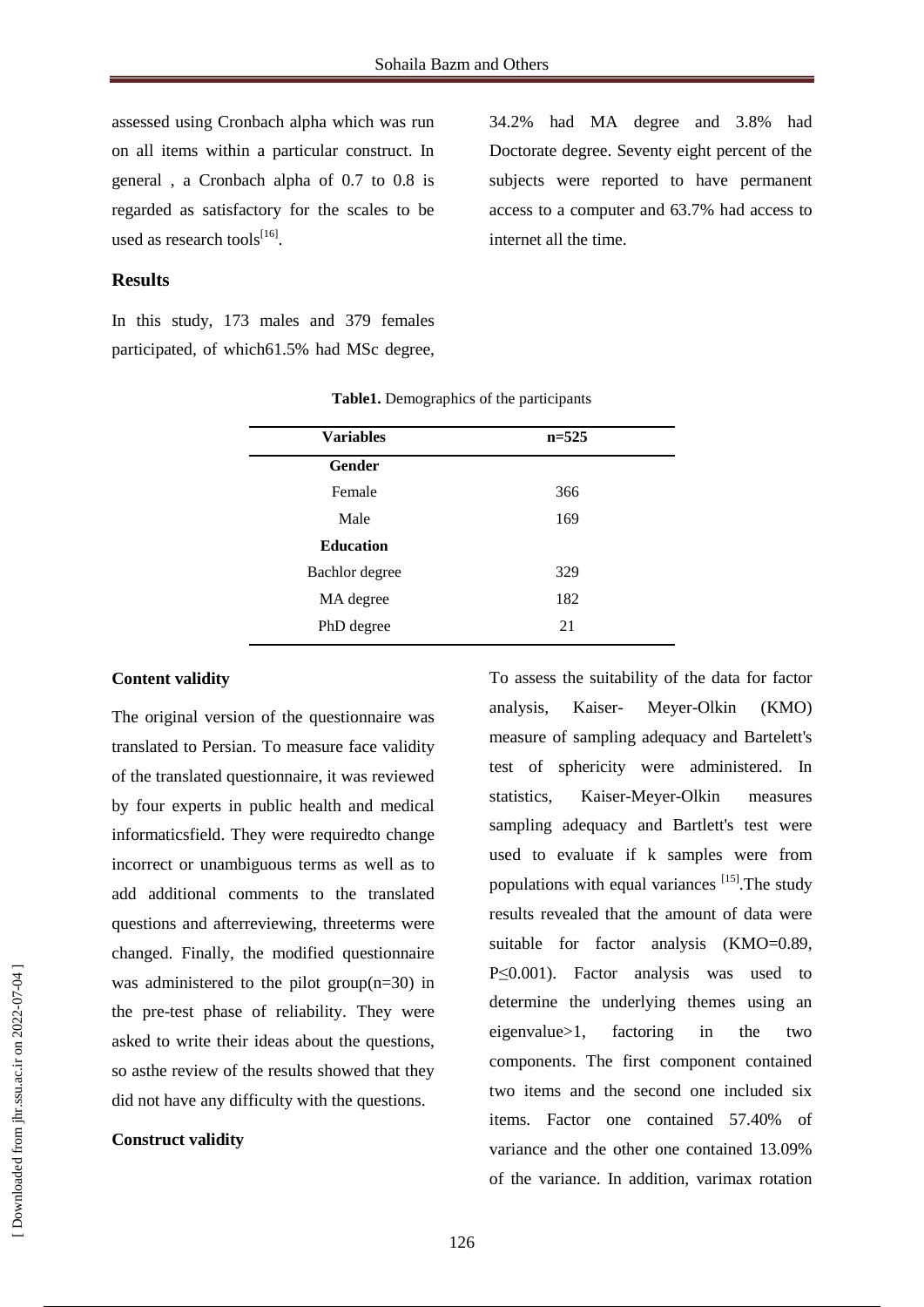assessed using Cronbach alpha which was run on all items within a particular construct. In general , a Cronbach alpha of 0.7 to 0.8 is regarded as satisfactory for the scales to be used as research tools[16].

## Results

In this study, 173 males and 379 females participated, of which61.5% had MSc degree, 34.2% had MA degree and 3.8% had Doctorate degree. Seventy eight percent of the subjects were reported to have permanent access to a computer and 63.7% had access to internet all the time.

**Table1.** Demographics of the participants

| Variables | n=525 |
|---|---|
| **Gender** | |
| Female | 366 |
| Male | 169 |
| **Education** | |
| Bachlor degree | 329 |
| MA degree | 182 |
| PhD degree | 21 |

**Content validity**

The original version of the questionnaire was translated to Persian. To measure face validity of the translated questionnaire, it was reviewed by four experts in public health and medical informaticsfield. They were requiredto change incorrect or unambiguous terms as well as to add additional comments to the translated questions and afterreviewing, threeterms were changed. Finally, the modified questionnaire was administered to the pilot group(n=30) in the pre-test phase of reliability. They were asked to write their ideas about the questions, so asthe review of the results showed that they did not have any difficulty with the questions.

**Construct validity**

To assess the suitability of the data for factor analysis, Kaiser- Meyer-Olkin (KMO) measure of sampling adequacy and Bartelett's test of sphericity were administered. In statistics, Kaiser-Meyer-Olkin measures sampling adequacy and Bartlett's test were used to evaluate if k samples were from populations with equal variances [15].The study results revealed that the amount of data were suitable for factor analysis (KMO=0.89, P≤0.001). Factor analysis was used to determine the underlying themes using an eigenvalue>1, factoring in the two components. The first component contained two items and the second one included six items. Factor one contained 57.40% of variance and the other one contained 13.09% of the variance. In addition, varimax rotation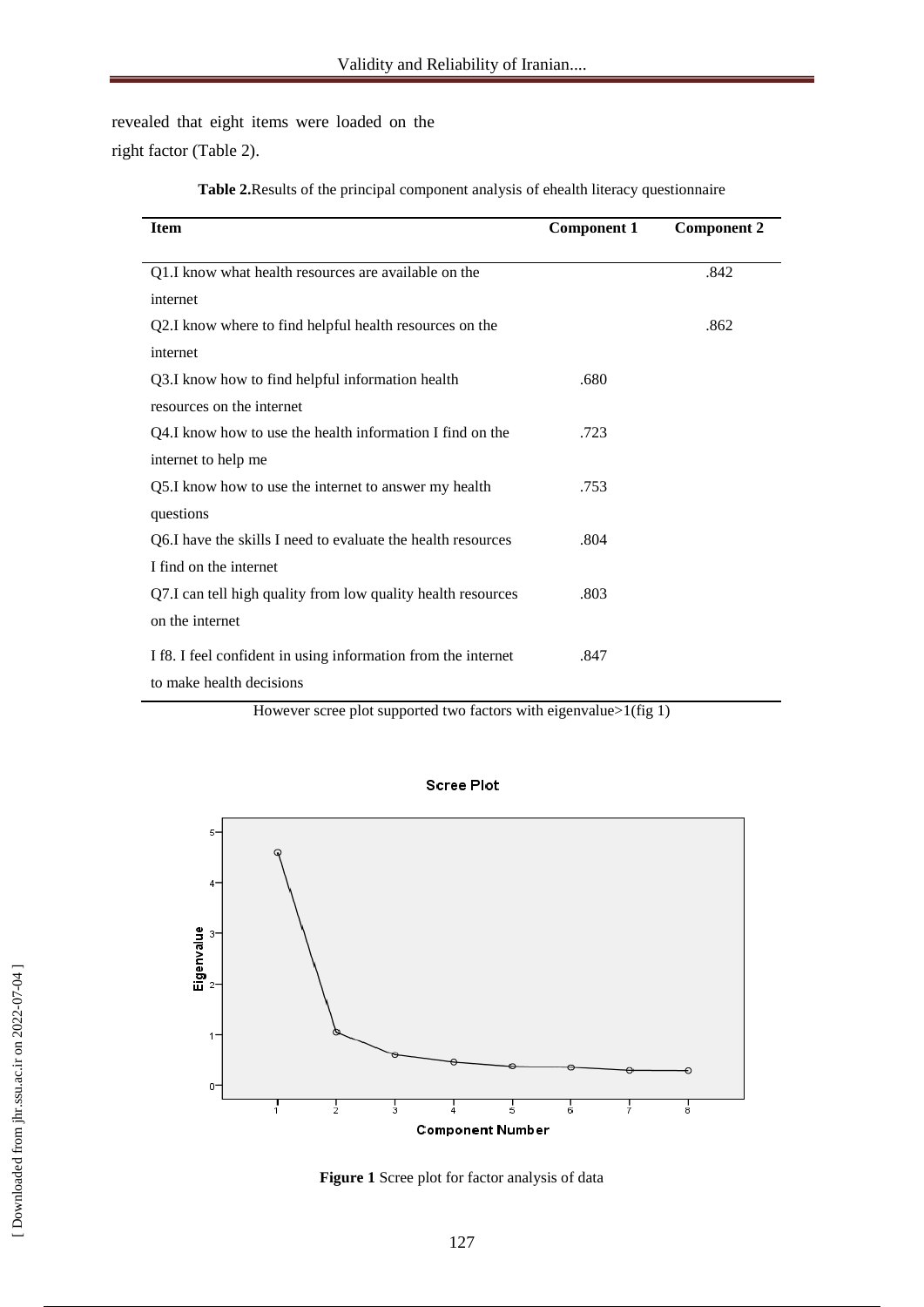revealed that eight items were loaded on the right factor (Table 2).

**Table 2.** Results of the principal component analysis of ehealth literacy questionnaire

| Item | Component 1 | Component 2 |
|---|---|---|
| Q1.I know what health resources are available on the internet | | .842 |
| Q2.I know where to find helpful health resources on the internet | | .862 |
| Q3.I know how to find helpful information health resources on the internet | .680 | |
| Q4.I know how to use the health information I find on the internet to help me | .723 | |
| Q5.I know how to use the internet to answer my health questions | .753 | |
| Q6.I have the skills I need to evaluate the health resources I find on the internet | .804 | |
| Q7.I can tell high quality from low quality health resources on the internet | .803 | |
| I f8. I feel confident in using information from the internet to make health decisions | .847 | |

However scree plot supported two factors with eigenvalue>1(fig 1)

**Figure 1** Scree plot for factor analysis of data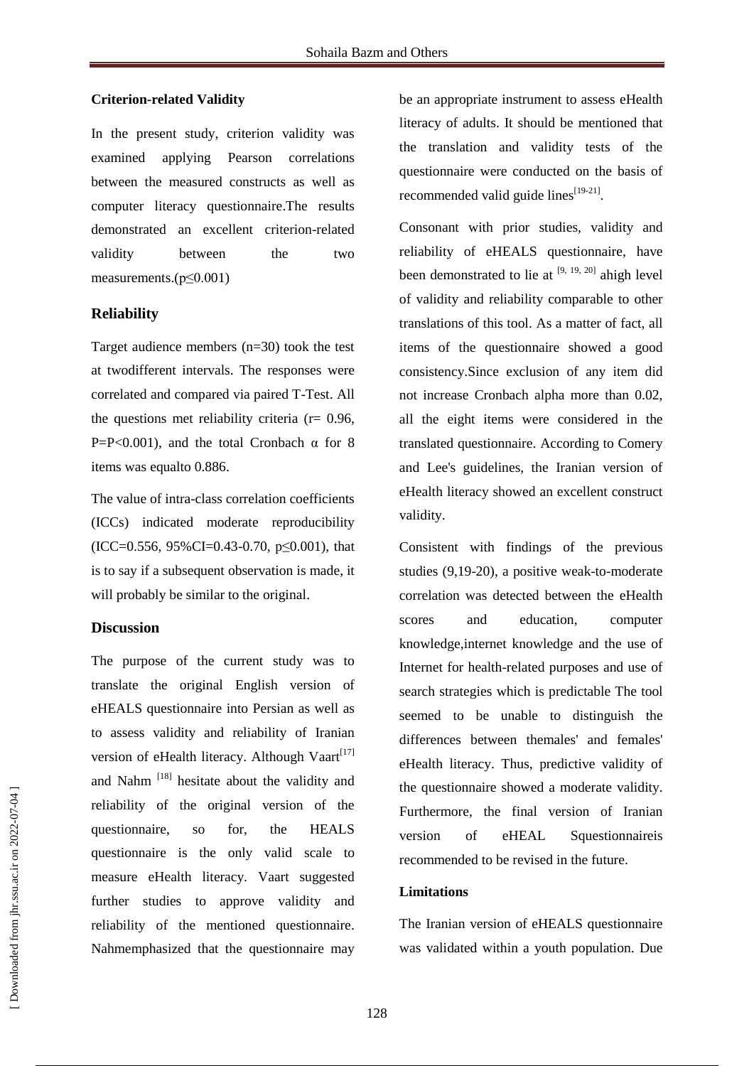### Criterion-related Validity

In the present study, criterion validity was examined applying Pearson correlations between the measured constructs as well as computer literacy questionnaire.The results demonstrated an excellent criterion-related validity between the two measurements.($p \leq 0.001$)

## Reliability

Target audience members (n=30) took the test at twodifferent intervals. The responses were correlated and compared via paired T-Test. All the questions met reliability criteria (r= 0.96, P=P<0.001), and the total Cronbach α for 8 items was equalto 0.886.

The value of intra-class correlation coefficients (ICCs) indicated moderate reproducibility (ICC=0.556, 95%CI=0.43-0.70, $p \leq 0.001$), that is to say if a subsequent observation is made, it will probably be similar to the original.

## Discussion

The purpose of the current study was to translate the original English version of eHEALS questionnaire into Persian as well as to assess validity and reliability of Iranian version of eHealth literacy. Although Vaart[17] and Nahm [18] hesitate about the validity and reliability of the original version of the questionnaire, so for, the HEALS questionnaire is the only valid scale to measure eHealth literacy. Vaart suggested further studies to approve validity and reliability of the mentioned questionnaire. Nahmemphasized that the questionnaire may be an appropriate instrument to assess eHealth literacy of adults. It should be mentioned that the translation and validity tests of the questionnaire were conducted on the basis of recommended valid guide lines[19-21].

Consonant with prior studies, validity and reliability of eHEALS questionnaire, have been demonstrated to lie at [9, 19, 20] ahigh level of validity and reliability comparable to other translations of this tool. As a matter of fact, all items of the questionnaire showed a good consistency.Since exclusion of any item did not increase Cronbach alpha more than 0.02, all the eight items were considered in the translated questionnaire. According to Comery and Lee's guidelines, the Iranian version of eHealth literacy showed an excellent construct validity.

Consistent with findings of the previous studies (9,19-20), a positive weak-to-moderate correlation was detected between the eHealth scores and education, computer knowledge,internet knowledge and the use of Internet for health-related purposes and use of search strategies which is predictable The tool seemed to be unable to distinguish the differences between themales' and females' eHealth literacy. Thus, predictive validity of the questionnaire showed a moderate validity. Furthermore, the final version of Iranian version of eHEAL Squestionnaireis recommended to be revised in the future.

### Limitations

The Iranian version of eHEALS questionnaire was validated within a youth population. Due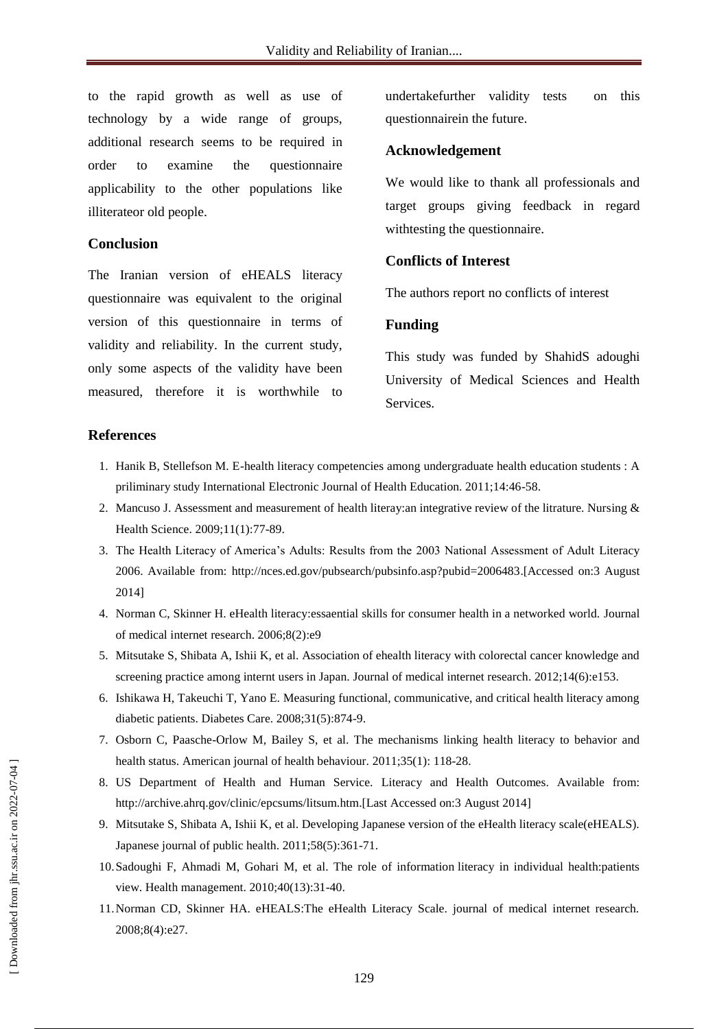to the rapid growth as well as use of technology by a wide range of groups, additional research seems to be required in order to examine the questionnaire applicability to the other populations like illiterateor old people.

## Conclusion

The Iranian version of eHEALS literacy questionnaire was equivalent to the original version of this questionnaire in terms of validity and reliability. In the current study, only some aspects of the validity have been measured, therefore it is worthwhile to undertakefurther validity tests on this questionnairein the future.

## Acknowledgement

We would like to thank all professionals and target groups giving feedback in regard withtesting the questionnaire.

## Conflicts of Interest

The authors report no conflicts of interest

## Funding

This study was funded by ShahidS adoughi University of Medical Sciences and Health Services.

## References

1. Hanik B, Stellefson M. E-health literacy competencies among undergraduate health education students : A priliminary study International Electronic Journal of Health Education. 2011;14:46-58.
2. Mancuso J. Assessment and measurement of health literay:an integrative review of the litrature. Nursing & Health Science. 2009;11(1):77-89.
3. The Health Literacy of America's Adults: Results from the 2003 National Assessment of Adult Literacy 2006. Available from: http://nces.ed.gov/pubsearch/pubsinfo.asp?pubid=2006483.[Accessed on:3 August 2014]
4. Norman C, Skinner H. eHealth literacy:essaential skills for consumer health in a networked world. Journal of medical internet research. 2006;8(2):e9
5. Mitsutake S, Shibata A, Ishii K, et al. Association of ehealth literacy with colorectal cancer knowledge and screening practice among internt users in Japan. Journal of medical internet research. 2012;14(6):e153.
6. Ishikawa H, Takeuchi T, Yano E. Measuring functional, communicative, and critical health literacy among diabetic patients. Diabetes Care. 2008;31(5):874-9.
7. Osborn C, Paasche-Orlow M, Bailey S, et al. The mechanisms linking health literacy to behavior and health status. American journal of health behaviour. 2011;35(1): 118-28.
8. US Department of Health and Human Service. Literacy and Health Outcomes. Available from: http://archive.ahrq.gov/clinic/epcsums/litsum.htm.[Last Accessed on:3 August 2014]
9. Mitsutake S, Shibata A, Ishii K, et al. Developing Japanese version of the eHealth literacy scale(eHEALS). Japanese journal of public health. 2011;58(5):361-71.
10. Sadoughi F, Ahmadi M, Gohari M, et al. The role of information literacy in individual health:patients view. Health management. 2010;40(13):31-40.
11. Norman CD, Skinner HA. eHEALS:The eHealth Literacy Scale. journal of medical internet research. 2008;8(4):e27.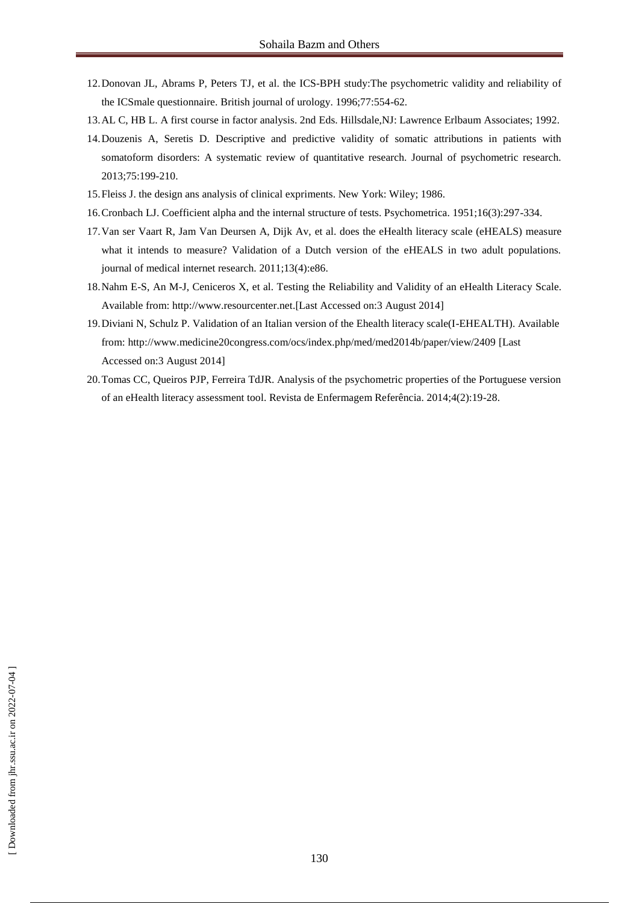12. Donovan JL, Abrams P, Peters TJ, et al. the ICS-BPH study:The psychometric validity and reliability of the ICSmale questionnaire. British journal of urology. 1996;77:554-62.
13. AL C, HB L. A first course in factor analysis. 2nd Eds. Hillsdale,NJ: Lawrence Erlbaum Associates; 1992.
14. Douzenis A, Seretis D. Descriptive and predictive validity of somatic attributions in patients with somatoform disorders: A systematic review of quantitative research. Journal of psychometric research. 2013;75:199-210.
15. Fleiss J. the design ans analysis of clinical expriments. New York: Wiley; 1986.
16. Cronbach LJ. Coefficient alpha and the internal structure of tests. Psychometrica. 1951;16(3):297-334.
17. Van ser Vaart R, Jam Van Deursen A, Dijk Av, et al. does the eHealth literacy scale (eHEALS) measure what it intends to measure? Validation of a Dutch version of the eHEALS in two adult populations. journal of medical internet research. 2011;13(4):e86.
18. Nahm E-S, An M-J, Ceniceros X, et al. Testing the Reliability and Validity of an eHealth Literacy Scale. Available from: http://www.resourcenter.net.[Last Accessed on:3 August 2014]
19. Diviani N, Schulz P. Validation of an Italian version of the Ehealth literacy scale(I-EHEALTH). Available from: http://www.medicine20congress.com/ocs/index.php/med/med2014b/paper/view/2409 [Last Accessed on:3 August 2014]
20. Tomas CC, Queiros PJP, Ferreira TdJR. Analysis of the psychometric properties of the Portuguese version of an eHealth literacy assessment tool. Revista de Enfermagem Referência. 2014;4(2):19-28.